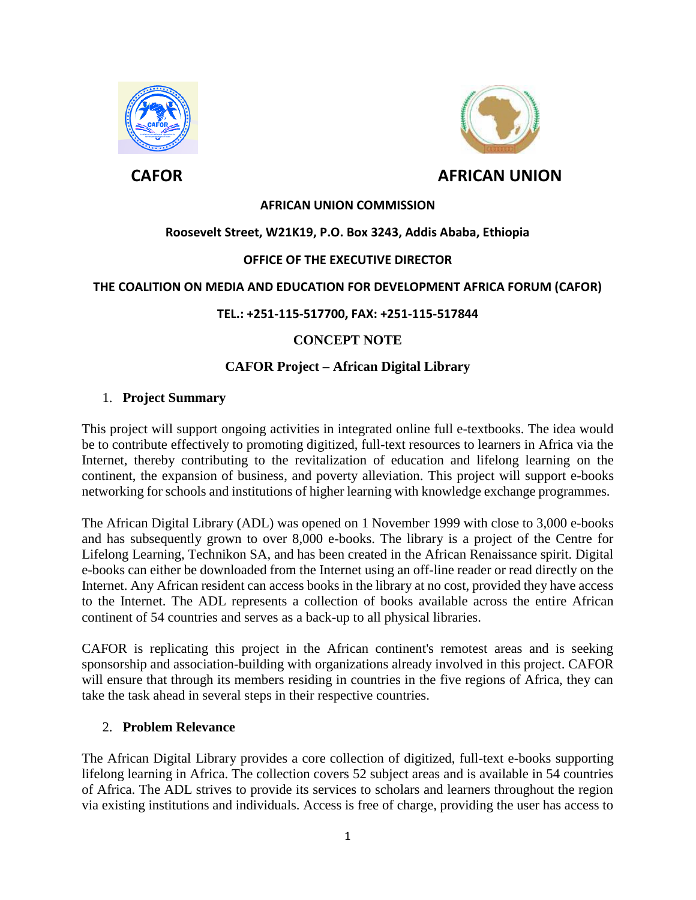**CAFOR** **AFRICAN UNION**

**AFRICAN UNION COMMISSION**

**Roosevelt Street, W21K19, P.O. Box 3243, Addis Ababa, Ethiopia**

**OFFICE OF THE EXECUTIVE DIRECTOR**

**THE COALITION ON MEDIA AND EDUCATION FOR DEVELOPMENT AFRICA FORUM (CAFOR)**

**TEL.: +251-115-517700, FAX: +251-115-517844**

# CONCEPT NOTE

## CAFOR Project – African Digital Library

### 1. Project Summary

This project will support ongoing activities in integrated online full e-textbooks. The idea would be to contribute effectively to promoting digitized, full-text resources to learners in Africa via the Internet, thereby contributing to the revitalization of education and lifelong learning on the continent, the expansion of business, and poverty alleviation. This project will support e-books networking for schools and institutions of higher learning with knowledge exchange programmes.

The African Digital Library (ADL) was opened on 1 November 1999 with close to 3,000 e-books and has subsequently grown to over 8,000 e-books. The library is a project of the Centre for Lifelong Learning, Technikon SA, and has been created in the African Renaissance spirit. Digital e-books can either be downloaded from the Internet using an off-line reader or read directly on the Internet. Any African resident can access books in the library at no cost, provided they have access to the Internet. The ADL represents a collection of books available across the entire African continent of 54 countries and serves as a back-up to all physical libraries.

CAFOR is replicating this project in the African continent's remotest areas and is seeking sponsorship and association-building with organizations already involved in this project. CAFOR will ensure that through its members residing in countries in the five regions of Africa, they can take the task ahead in several steps in their respective countries.

### 2. Problem Relevance

The African Digital Library provides a core collection of digitized, full-text e-books supporting lifelong learning in Africa. The collection covers 52 subject areas and is available in 54 countries of Africa. The ADL strives to provide its services to scholars and learners throughout the region via existing institutions and individuals. Access is free of charge, providing the user has access to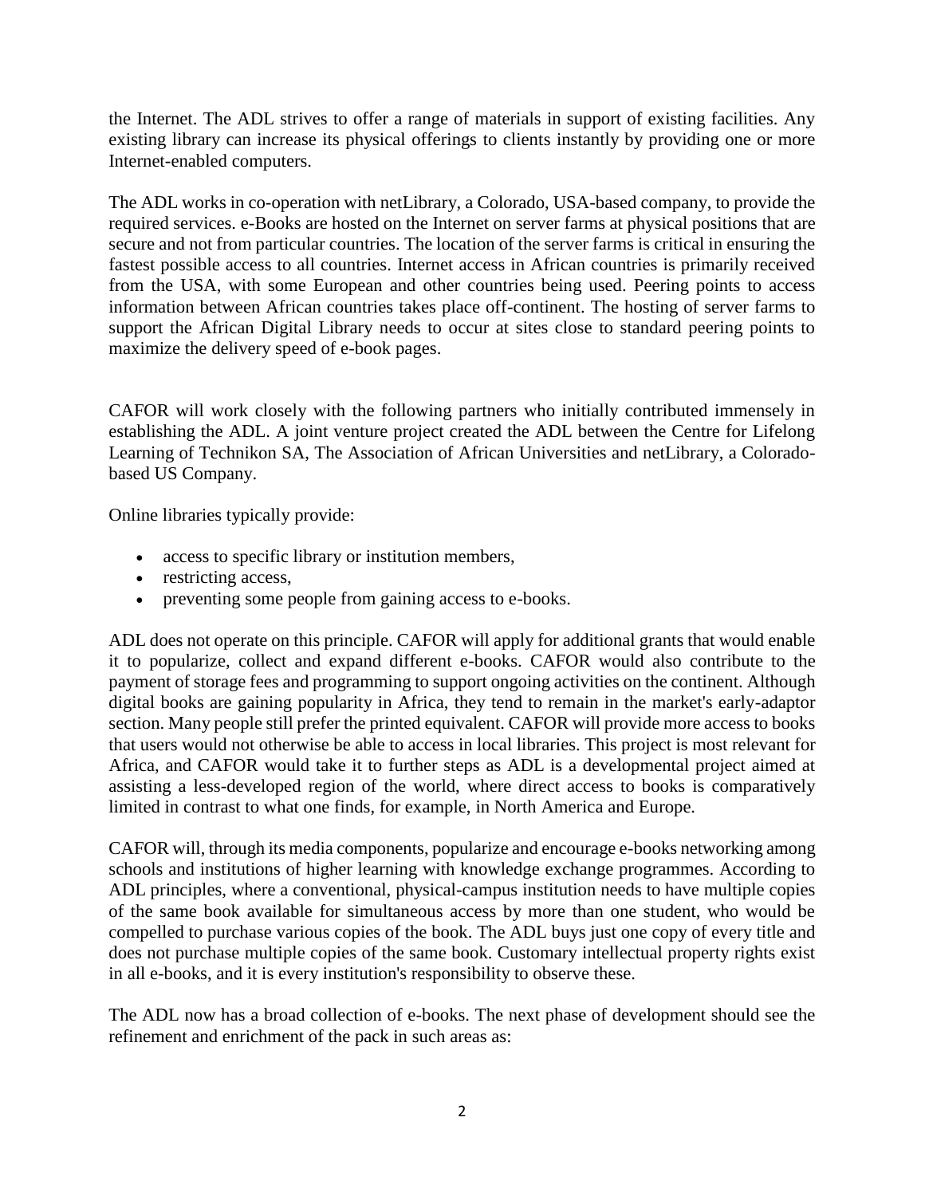the Internet. The ADL strives to offer a range of materials in support of existing facilities. Any existing library can increase its physical offerings to clients instantly by providing one or more Internet-enabled computers.

The ADL works in co-operation with netLibrary, a Colorado, USA-based company, to provide the required services. e-Books are hosted on the Internet on server farms at physical positions that are secure and not from particular countries. The location of the server farms is critical in ensuring the fastest possible access to all countries. Internet access in African countries is primarily received from the USA, with some European and other countries being used. Peering points to access information between African countries takes place off-continent. The hosting of server farms to support the African Digital Library needs to occur at sites close to standard peering points to maximize the delivery speed of e-book pages.

CAFOR will work closely with the following partners who initially contributed immensely in establishing the ADL. A joint venture project created the ADL between the Centre for Lifelong Learning of Technikon SA, The Association of African Universities and netLibrary, a Colorado-based US Company.

Online libraries typically provide:

- access to specific library or institution members,
- restricting access,
- preventing some people from gaining access to e-books.

ADL does not operate on this principle. CAFOR will apply for additional grants that would enable it to popularize, collect and expand different e-books. CAFOR would also contribute to the payment of storage fees and programming to support ongoing activities on the continent. Although digital books are gaining popularity in Africa, they tend to remain in the market's early-adaptor section. Many people still prefer the printed equivalent. CAFOR will provide more access to books that users would not otherwise be able to access in local libraries. This project is most relevant for Africa, and CAFOR would take it to further steps as ADL is a developmental project aimed at assisting a less-developed region of the world, where direct access to books is comparatively limited in contrast to what one finds, for example, in North America and Europe.

CAFOR will, through its media components, popularize and encourage e-books networking among schools and institutions of higher learning with knowledge exchange programmes. According to ADL principles, where a conventional, physical-campus institution needs to have multiple copies of the same book available for simultaneous access by more than one student, who would be compelled to purchase various copies of the book. The ADL buys just one copy of every title and does not purchase multiple copies of the same book. Customary intellectual property rights exist in all e-books, and it is every institution's responsibility to observe these.

The ADL now has a broad collection of e-books. The next phase of development should see the refinement and enrichment of the pack in such areas as: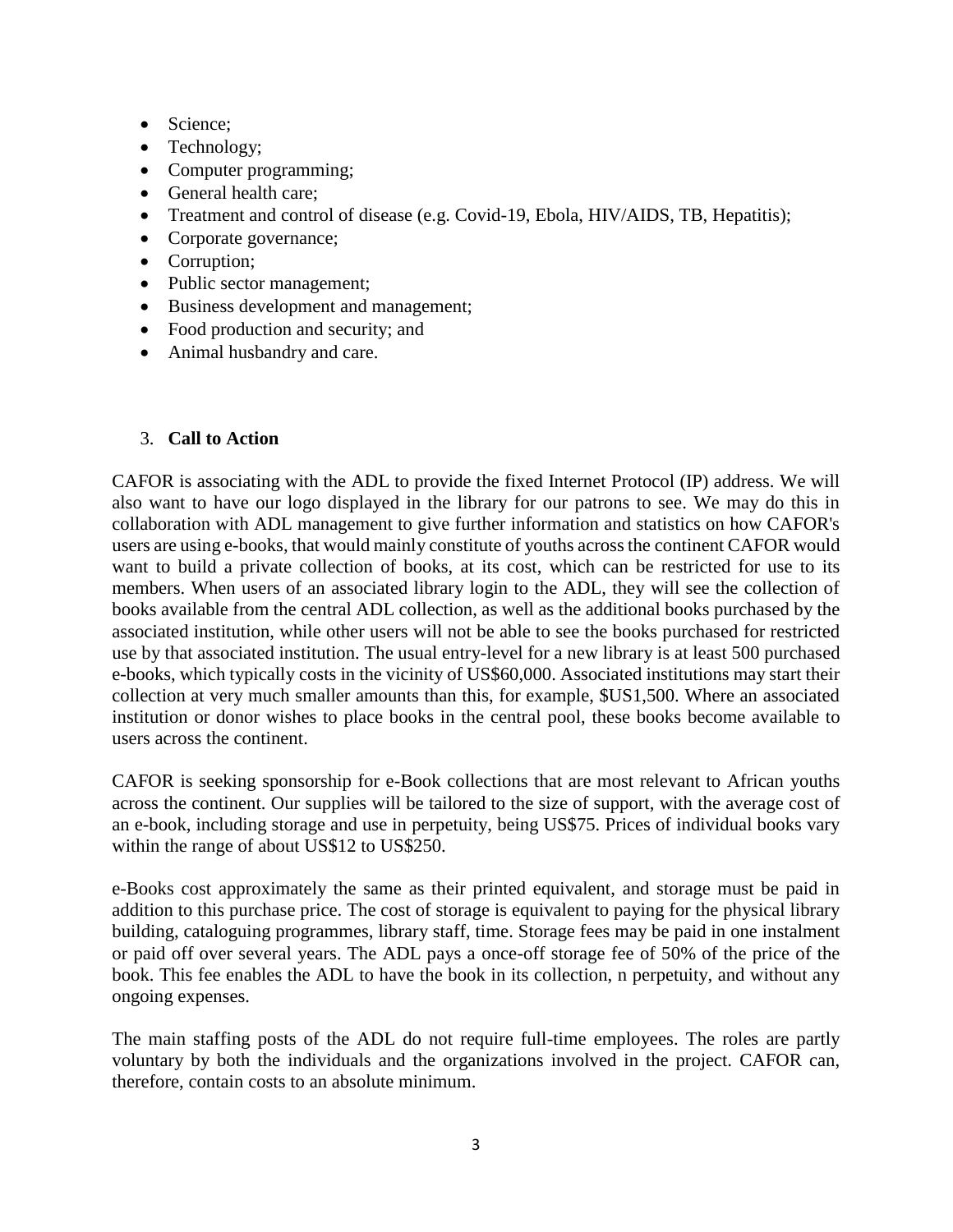- Science;
- Technology;
- Computer programming;
- General health care;
- Treatment and control of disease (e.g. Covid-19, Ebola, HIV/AIDS, TB, Hepatitis);
- Corporate governance;
- Corruption;
- Public sector management;
- Business development and management;
- Food production and security; and
- Animal husbandry and care.

3. **Call to Action**

CAFOR is associating with the ADL to provide the fixed Internet Protocol (IP) address. We will also want to have our logo displayed in the library for our patrons to see. We may do this in collaboration with ADL management to give further information and statistics on how CAFOR's users are using e-books, that would mainly constitute of youths across the continent CAFOR would want to build a private collection of books, at its cost, which can be restricted for use to its members. When users of an associated library login to the ADL, they will see the collection of books available from the central ADL collection, as well as the additional books purchased by the associated institution, while other users will not be able to see the books purchased for restricted use by that associated institution. The usual entry-level for a new library is at least 500 purchased e-books, which typically costs in the vicinity of US$60,000. Associated institutions may start their collection at very much smaller amounts than this, for example, $US1,500. Where an associated institution or donor wishes to place books in the central pool, these books become available to users across the continent.

CAFOR is seeking sponsorship for e-Book collections that are most relevant to African youths across the continent. Our supplies will be tailored to the size of support, with the average cost of an e-book, including storage and use in perpetuity, being US$75. Prices of individual books vary within the range of about US$12 to US$250.

e-Books cost approximately the same as their printed equivalent, and storage must be paid in addition to this purchase price. The cost of storage is equivalent to paying for the physical library building, cataloguing programmes, library staff, time. Storage fees may be paid in one instalment or paid off over several years. The ADL pays a once-off storage fee of 50% of the price of the book. This fee enables the ADL to have the book in its collection, n perpetuity, and without any ongoing expenses.

The main staffing posts of the ADL do not require full-time employees. The roles are partly voluntary by both the individuals and the organizations involved in the project. CAFOR can, therefore, contain costs to an absolute minimum.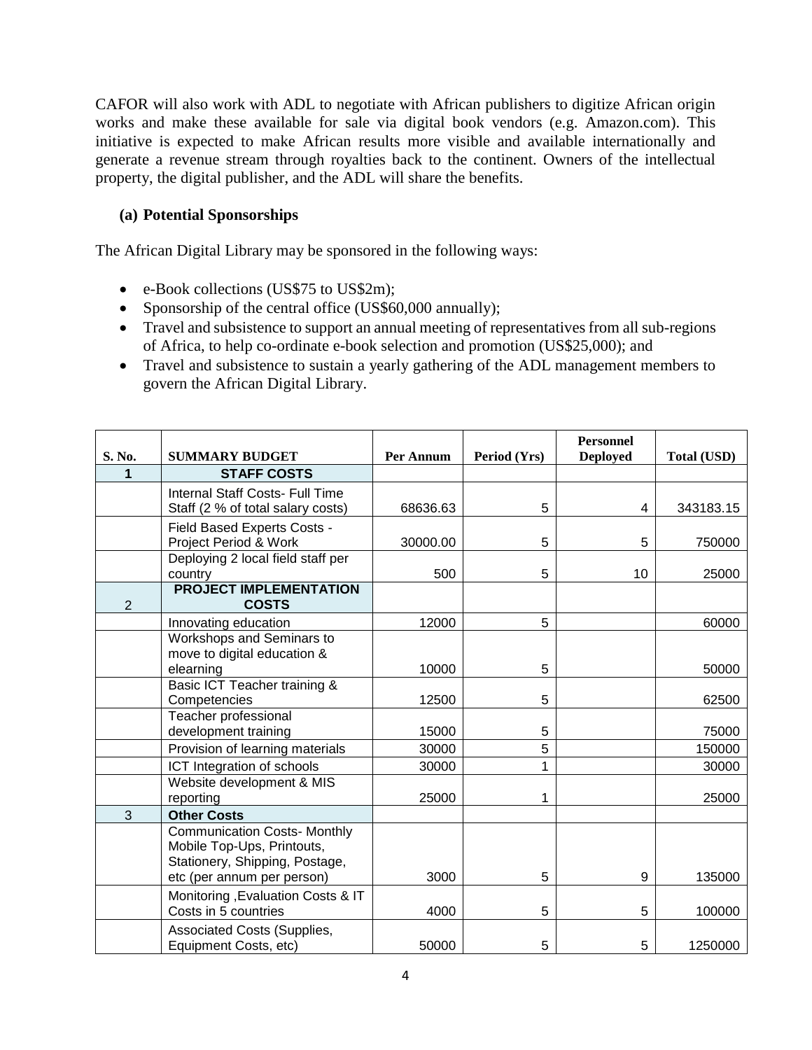CAFOR will also work with ADL to negotiate with African publishers to digitize African origin works and make these available for sale via digital book vendors (e.g. Amazon.com). This initiative is expected to make African results more visible and available internationally and generate a revenue stream through royalties back to the continent. Owners of the intellectual property, the digital publisher, and the ADL will share the benefits.

### (a) Potential Sponsorships

The African Digital Library may be sponsored in the following ways:

- e-Book collections (US$75 to US$2m);
- Sponsorship of the central office (US$60,000 annually);
- Travel and subsistence to support an annual meeting of representatives from all sub-regions of Africa, to help co-ordinate e-book selection and promotion (US$25,000); and
- Travel and subsistence to sustain a yearly gathering of the ADL management members to govern the African Digital Library.

| S. No. | SUMMARY BUDGET | Per Annum | Period (Yrs) | Personnel Deployed | Total (USD) |
|---|---|---|---|---|---|
| 1 | **STAFF COSTS** | | | | |
| | Internal Staff Costs- Full Time Staff (2 % of total salary costs) | 68636.63 | 5 | 4 | 343183.15 |
| | Field Based Experts Costs - Project Period & Work | 30000.00 | 5 | 5 | 750000 |
| | Deploying 2 local field staff per country | 500 | 5 | 10 | 25000 |
| 2 | **PROJECT IMPLEMENTATION COSTS** | | | | |
| | Innovating education | 12000 | 5 | | 60000 |
| | Workshops and Seminars to move to digital education & elearning | 10000 | 5 | | 50000 |
| | Basic ICT Teacher training & Competencies | 12500 | 5 | | 62500 |
| | Teacher professional development training | 15000 | 5 | | 75000 |
| | Provision of learning materials | 30000 | 5 | | 150000 |
| | ICT Integration of schools | 30000 | 1 | | 30000 |
| | Website development & MIS reporting | 25000 | 1 | | 25000 |
| 3 | **Other Costs** | | | | |
| | Communication Costs- Monthly Mobile Top-Ups, Printouts, Stationery, Shipping, Postage, etc (per annum per person) | 3000 | 5 | 9 | 135000 |
| | Monitoring ,Evaluation Costs & IT Costs in 5 countries | 4000 | 5 | 5 | 100000 |
| | Associated Costs (Supplies, Equipment Costs, etc) | 50000 | 5 | 5 | 1250000 |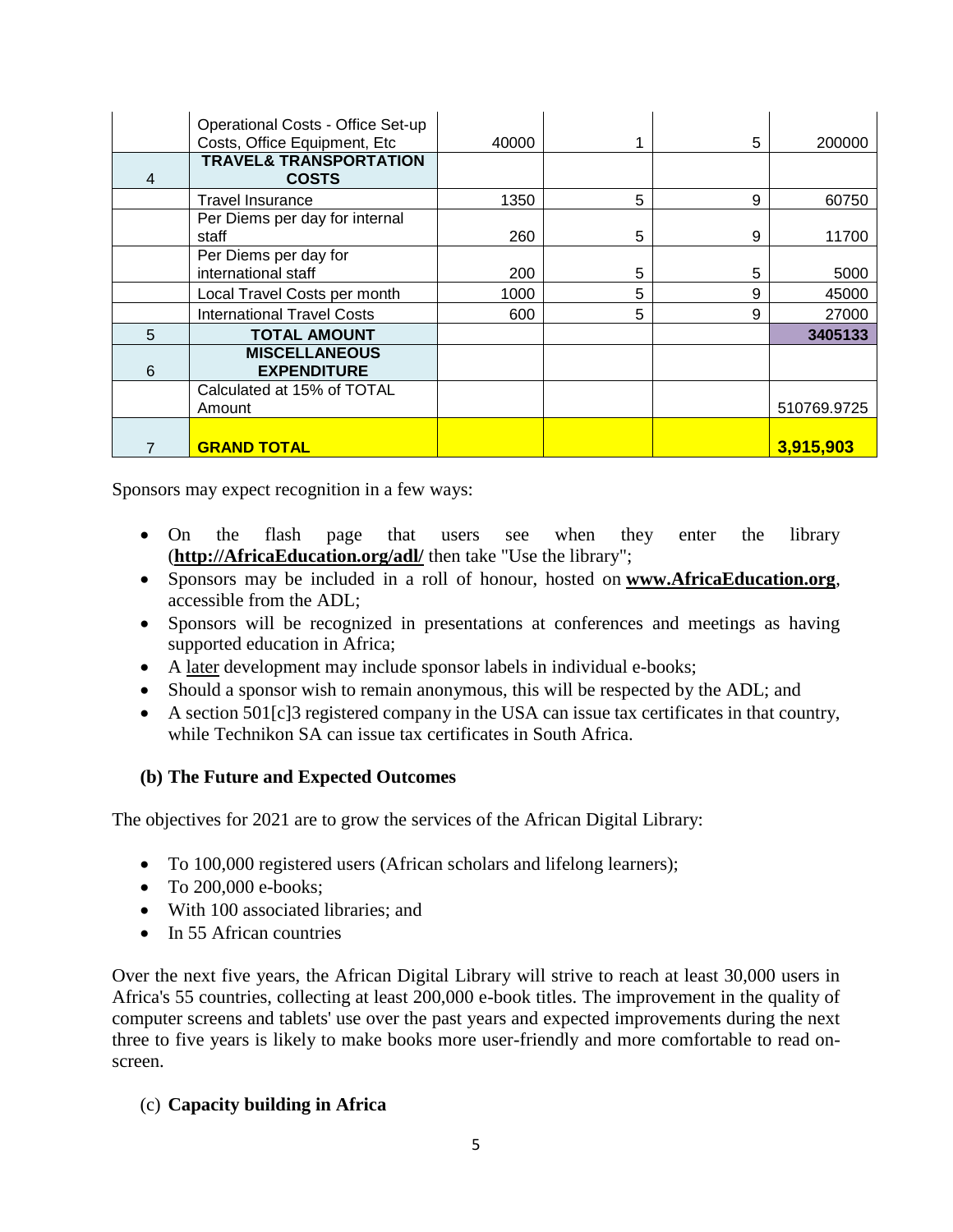| | | | | | |
|---|---|---|---|---|---|
| | Operational Costs - Office Set-up Costs, Office Equipment, Etc | 40000 | 1 | 5 | 200000 |
| 4 | **TRAVEL& TRANSPORTATION COSTS** | | | | |
| | Travel Insurance | 1350 | 5 | 9 | 60750 |
| | Per Diems per day for internal staff | 260 | 5 | 9 | 11700 |
| | Per Diems per day for international staff | 200 | 5 | 5 | 5000 |
| | Local Travel Costs per month | 1000 | 5 | 9 | 45000 |
| | International Travel Costs | 600 | 5 | 9 | 27000 |
| 5 | **TOTAL AMOUNT** | | | | **3405133** |
| 6 | **MISCELLANEOUS EXPENDITURE** | | | | |
| | Calculated at 15% of TOTAL Amount | | | | 510769.9725 |
| 7 | **GRAND TOTAL** | | | | **3,915,903** |

Sponsors may expect recognition in a few ways:

- On the flash page that users see when they enter the library (**http://AfricaEducation.org/adl/** then take "Use the library";
- Sponsors may be included in a roll of honour, hosted on **www.AfricaEducation.org**, accessible from the ADL;
- Sponsors will be recognized in presentations at conferences and meetings as having supported education in Africa;
- A later development may include sponsor labels in individual e-books;
- Should a sponsor wish to remain anonymous, this will be respected by the ADL; and
- A section 501[c]3 registered company in the USA can issue tax certificates in that country, while Technikon SA can issue tax certificates in South Africa.

### (b) The Future and Expected Outcomes

The objectives for 2021 are to grow the services of the African Digital Library:

- To 100,000 registered users (African scholars and lifelong learners);
- To 200,000 e-books;
- With 100 associated libraries; and
- In 55 African countries

Over the next five years, the African Digital Library will strive to reach at least 30,000 users in Africa's 55 countries, collecting at least 200,000 e-book titles. The improvement in the quality of computer screens and tablets' use over the past years and expected improvements during the next three to five years is likely to make books more user-friendly and more comfortable to read on-screen.

### (c) Capacity building in Africa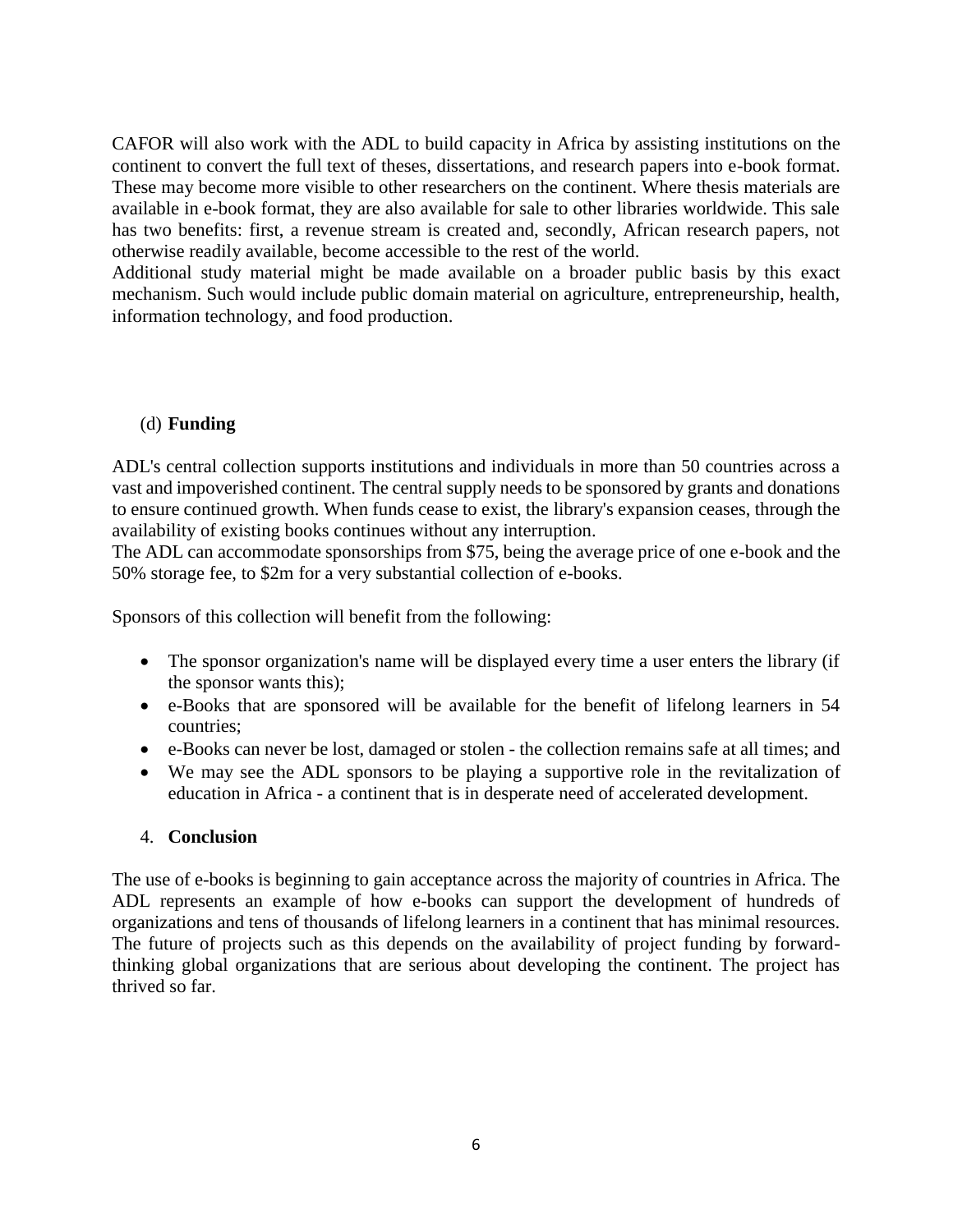CAFOR will also work with the ADL to build capacity in Africa by assisting institutions on the continent to convert the full text of theses, dissertations, and research papers into e-book format. These may become more visible to other researchers on the continent. Where thesis materials are available in e-book format, they are also available for sale to other libraries worldwide. This sale has two benefits: first, a revenue stream is created and, secondly, African research papers, not otherwise readily available, become accessible to the rest of the world.

Additional study material might be made available on a broader public basis by this exact mechanism. Such would include public domain material on agriculture, entrepreneurship, health, information technology, and food production.

### (d) **Funding**

ADL's central collection supports institutions and individuals in more than 50 countries across a vast and impoverished continent. The central supply needs to be sponsored by grants and donations to ensure continued growth. When funds cease to exist, the library's expansion ceases, through the availability of existing books continues without any interruption.

The ADL can accommodate sponsorships from $75, being the average price of one e-book and the 50% storage fee, to $2m for a very substantial collection of e-books.

Sponsors of this collection will benefit from the following:

- The sponsor organization's name will be displayed every time a user enters the library (if the sponsor wants this);
- e-Books that are sponsored will be available for the benefit of lifelong learners in 54 countries;
- e-Books can never be lost, damaged or stolen - the collection remains safe at all times; and
- We may see the ADL sponsors to be playing a supportive role in the revitalization of education in Africa - a continent that is in desperate need of accelerated development.

## 4. **Conclusion**

The use of e-books is beginning to gain acceptance across the majority of countries in Africa. The ADL represents an example of how e-books can support the development of hundreds of organizations and tens of thousands of lifelong learners in a continent that has minimal resources. The future of projects such as this depends on the availability of project funding by forward-thinking global organizations that are serious about developing the continent. The project has thrived so far.